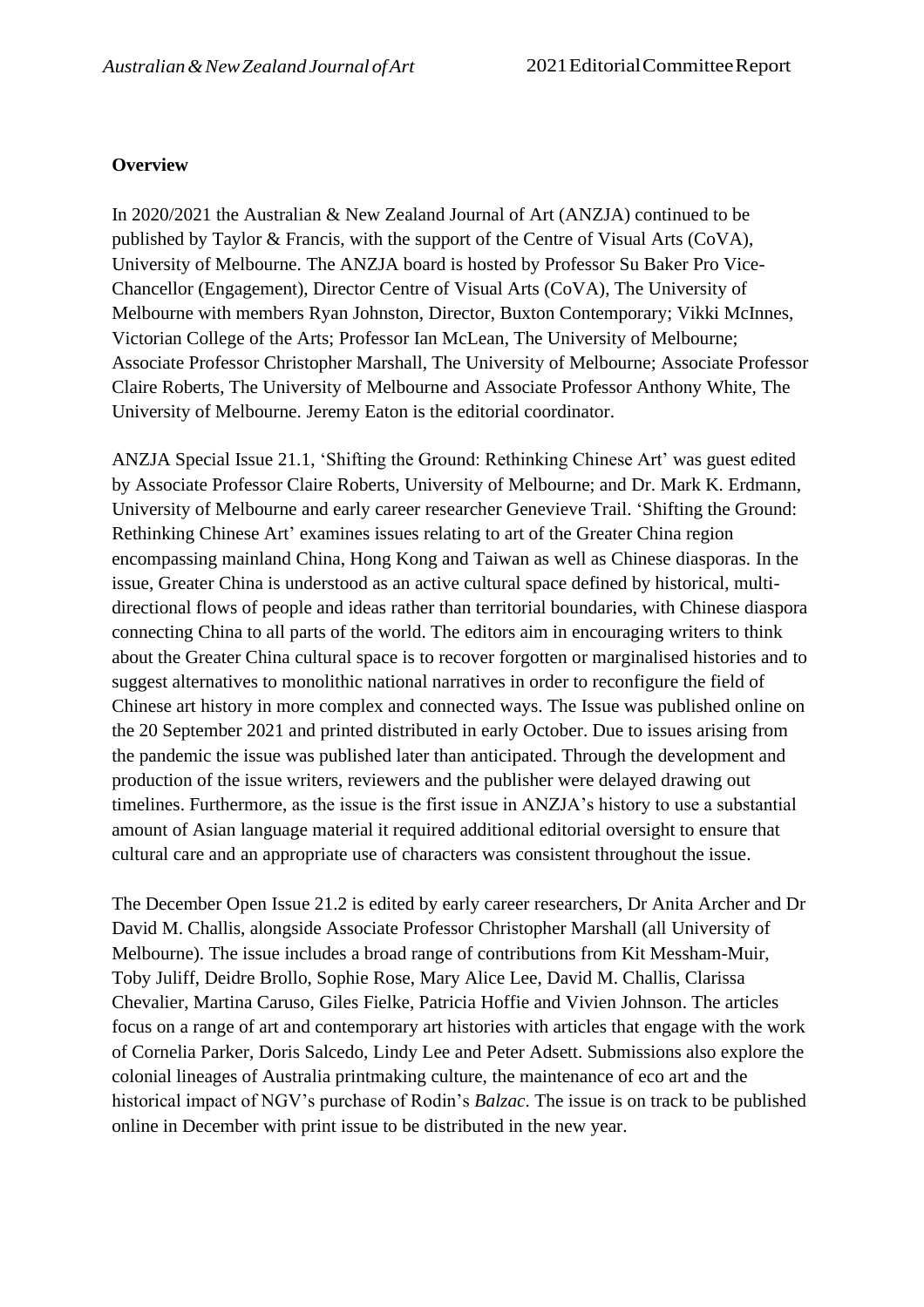**Overview**

In 2020/2021 the Australian & New Zealand Journal of Art (ANZJA) continued to be published by Taylor & Francis, with the support of the Centre of Visual Arts (CoVA), University of Melbourne. The ANZJA board is hosted by Professor Su Baker Pro Vice-Chancellor (Engagement), Director Centre of Visual Arts (CoVA), The University of Melbourne with members Ryan Johnston, Director, Buxton Contemporary; Vikki McInnes, Victorian College of the Arts; Professor Ian McLean, The University of Melbourne; Associate Professor Christopher Marshall, The University of Melbourne; Associate Professor Claire Roberts, The University of Melbourne and Associate Professor Anthony White, The University of Melbourne. Jeremy Eaton is the editorial coordinator.

ANZJA Special Issue 21.1, 'Shifting the Ground: Rethinking Chinese Art' was guest edited by Associate Professor Claire Roberts, University of Melbourne; and Dr. Mark K. Erdmann, University of Melbourne and early career researcher Genevieve Trail. 'Shifting the Ground: Rethinking Chinese Art' examines issues relating to art of the Greater China region encompassing mainland China, Hong Kong and Taiwan as well as Chinese diasporas. In the issue, Greater China is understood as an active cultural space defined by historical, multi-directional flows of people and ideas rather than territorial boundaries, with Chinese diaspora connecting China to all parts of the world. The editors aim in encouraging writers to think about the Greater China cultural space is to recover forgotten or marginalised histories and to suggest alternatives to monolithic national narratives in order to reconfigure the field of Chinese art history in more complex and connected ways. The Issue was published online on the 20 September 2021 and printed distributed in early October. Due to issues arising from the pandemic the issue was published later than anticipated. Through the development and production of the issue writers, reviewers and the publisher were delayed drawing out timelines. Furthermore, as the issue is the first issue in ANZJA's history to use a substantial amount of Asian language material it required additional editorial oversight to ensure that cultural care and an appropriate use of characters was consistent throughout the issue.

The December Open Issue 21.2 is edited by early career researchers, Dr Anita Archer and Dr David M. Challis, alongside Associate Professor Christopher Marshall (all University of Melbourne). The issue includes a broad range of contributions from Kit Messham-Muir, Toby Juliff, Deidre Brollo, Sophie Rose, Mary Alice Lee, David M. Challis, Clarissa Chevalier, Martina Caruso, Giles Fielke, Patricia Hoffie and Vivien Johnson. The articles focus on a range of art and contemporary art histories with articles that engage with the work of Cornelia Parker, Doris Salcedo, Lindy Lee and Peter Adsett. Submissions also explore the colonial lineages of Australia printmaking culture, the maintenance of eco art and the historical impact of NGV's purchase of Rodin's *Balzac*. The issue is on track to be published online in December with print issue to be distributed in the new year.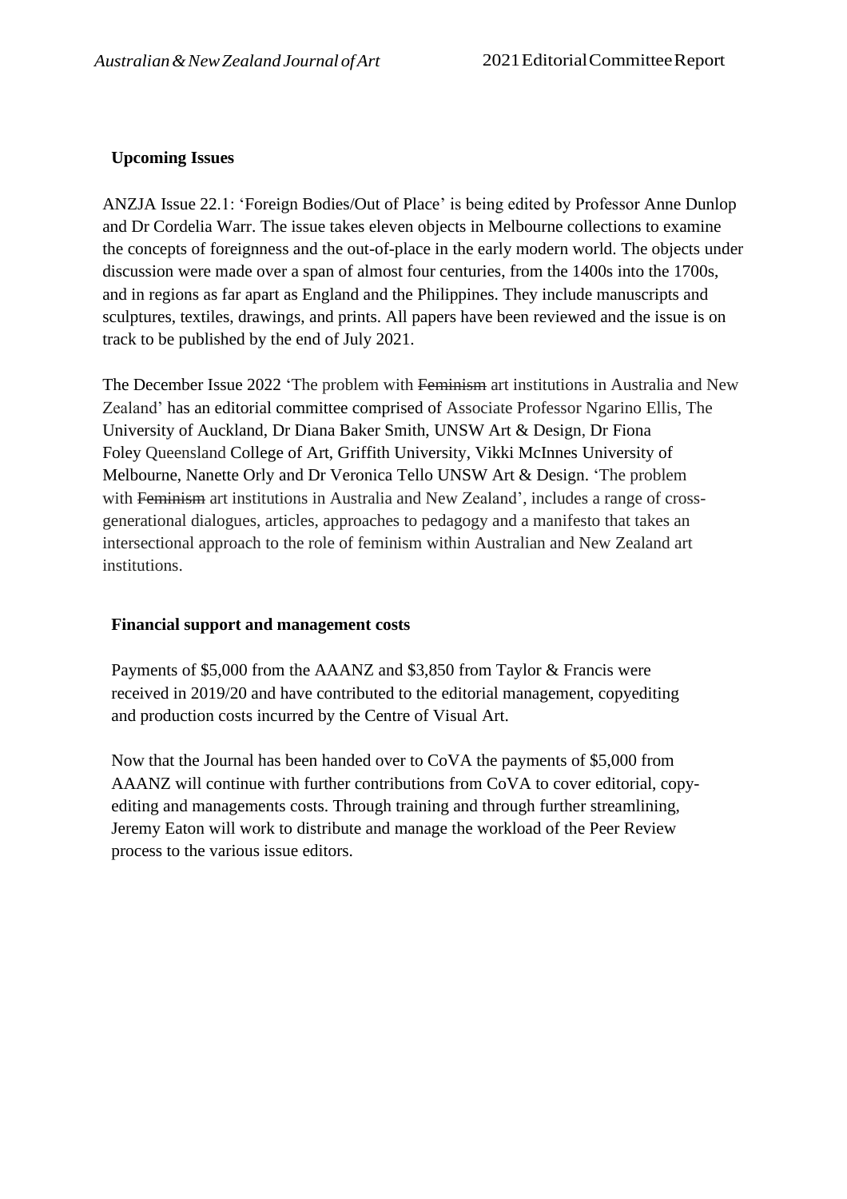**Upcoming Issues**

ANZJA Issue 22.1: 'Foreign Bodies/Out of Place' is being edited by Professor Anne Dunlop and Dr Cordelia Warr. The issue takes eleven objects in Melbourne collections to examine the concepts of foreignness and the out-of-place in the early modern world. The objects under discussion were made over a span of almost four centuries, from the 1400s into the 1700s, and in regions as far apart as England and the Philippines. They include manuscripts and sculptures, textiles, drawings, and prints. All papers have been reviewed and the issue is on track to be published by the end of July 2021.

The December Issue 2022 'The problem with ~~Feminism~~ art institutions in Australia and New Zealand' has an editorial committee comprised of Associate Professor Ngarino Ellis, The University of Auckland, Dr Diana Baker Smith, UNSW Art & Design, Dr Fiona Foley Queensland College of Art, Griffith University, Vikki McInnes University of Melbourne, Nanette Orly and Dr Veronica Tello UNSW Art & Design. 'The problem with ~~Feminism~~ art institutions in Australia and New Zealand', includes a range of cross-generational dialogues, articles, approaches to pedagogy and a manifesto that takes an intersectional approach to the role of feminism within Australian and New Zealand art institutions.

**Financial support and management costs**

Payments of $5,000 from the AAANZ and $3,850 from Taylor & Francis were received in 2019/20 and have contributed to the editorial management, copyediting and production costs incurred by the Centre of Visual Art.

Now that the Journal has been handed over to CoVA the payments of $5,000 from AAANZ will continue with further contributions from CoVA to cover editorial, copy-editing and managements costs. Through training and through further streamlining, Jeremy Eaton will work to distribute and manage the workload of the Peer Review process to the various issue editors.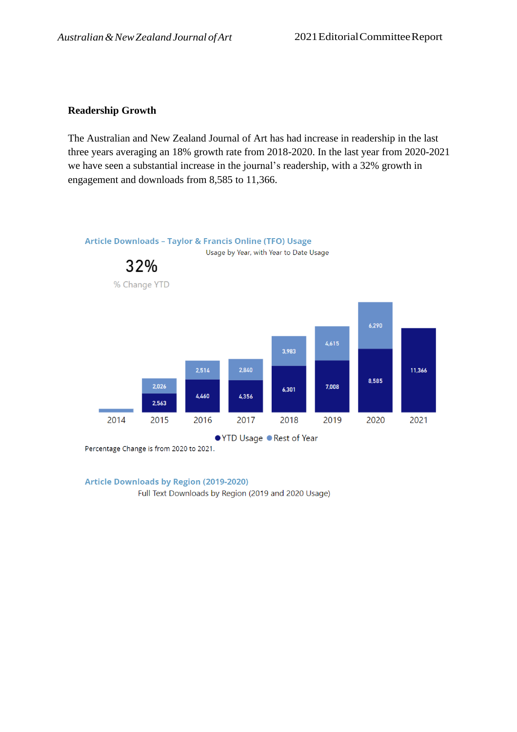**Readership Growth**

The Australian and New Zealand Journal of Art has had increase in readership in the last three years averaging an 18% growth rate from 2018-2020. In the last year from 2020-2021 we have seen a substantial increase in the journal's readership, with a 32% growth in engagement and downloads from 8,585 to 11,366.

**Article Downloads – Taylor & Francis Online (TFO) Usage**

Usage by Year, with Year to Date Usage

32%

% Change YTD

| Year | YTD Usage | Rest of Year |
|---|---|---|
| 2014 | | |
| 2015 | 2,563 | 2,026 |
| 2016 | 4,460 | 2,514 |
| 2017 | 4,356 | 2,840 |
| 2018 | 6,301 | 3,983 |
| 2019 | 7,008 | 4,615 |
| 2020 | 8,585 | 6,290 |
| 2021 | 11,366 | |

Percentage Change is from 2020 to 2021.

**Article Downloads by Region (2019-2020)**

Full Text Downloads by Region (2019 and 2020 Usage)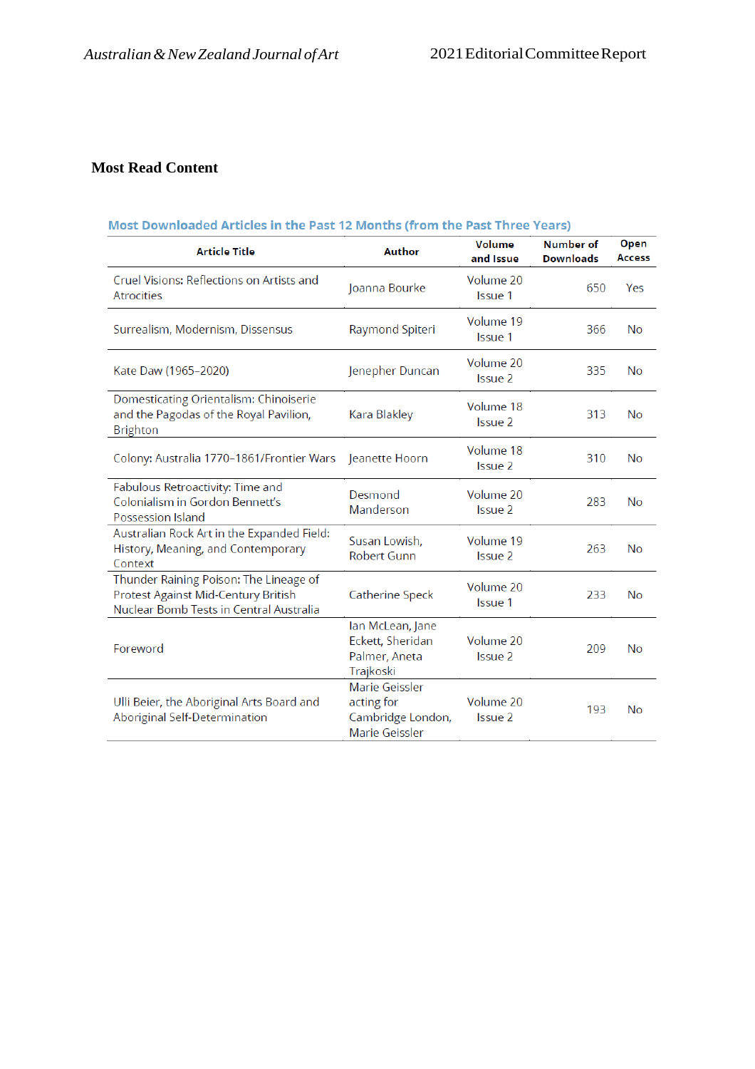## Most Read Content

**Most Downloaded Articles in the Past 12 Months (from the Past Three Years)**

| Article Title | Author | Volume and Issue | Number of Downloads | Open Access |
|---|---|---|---|---|
| Cruel Visions: Reflections on Artists and Atrocities | Joanna Bourke | Volume 20 Issue 1 | 650 | Yes |
| Surrealism, Modernism, Dissensus | Raymond Spiteri | Volume 19 Issue 1 | 366 | No |
| Kate Daw (1965–2020) | Jenepher Duncan | Volume 20 Issue 2 | 335 | No |
| Domesticating Orientalism: Chinoiserie and the Pagodas of the Royal Pavilion, Brighton | Kara Blakley | Volume 18 Issue 2 | 313 | No |
| Colony: Australia 1770–1861/Frontier Wars | Jeanette Hoorn | Volume 18 Issue 2 | 310 | No |
| Fabulous Retroactivity: Time and Colonialism in Gordon Bennett's Possession Island | Desmond Manderson | Volume 20 Issue 2 | 283 | No |
| Australian Rock Art in the Expanded Field: History, Meaning, and Contemporary Context | Susan Lowish, Robert Gunn | Volume 19 Issue 2 | 263 | No |
| Thunder Raining Poison: The Lineage of Protest Against Mid-Century British Nuclear Bomb Tests in Central Australia | Catherine Speck | Volume 20 Issue 1 | 233 | No |
| Foreword | Ian McLean, Jane Eckett, Sheridan Palmer, Aneta Trajkoski | Volume 20 Issue 2 | 209 | No |
| Ulli Beier, the Aboriginal Arts Board and Aboriginal Self-Determination | Marie Geissler acting for Cambridge London, Marie Geissler | Volume 20 Issue 2 | 193 | No |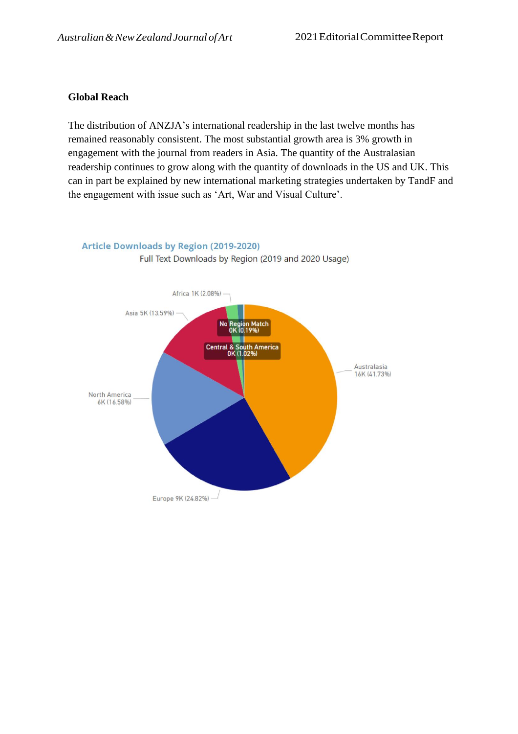### Global Reach

The distribution of ANZJA's international readership in the last twelve months has remained reasonably consistent. The most substantial growth area is 3% growth in engagement with the journal from readers in Asia. The quantity of the Australasian readership continues to grow along with the quantity of downloads in the US and UK. This can in part be explained by new international marketing strategies undertaken by TandF and the engagement with issue such as 'Art, War and Visual Culture'.

**Article Downloads by Region (2019-2020)**

Full Text Downloads by Region (2019 and 2020 Usage)

| Region | Downloads | Share |
|---|---|---|
| Australasia | 16K | 41.73% |
| Europe | 9K | 24.82% |
| North America | 6K | 16.58% |
| Asia | 5K | 13.59% |
| Africa | 1K | 2.08% |
| Central & South America | 0K | 1.02% |
| No Region Match | 0K | 0.19% |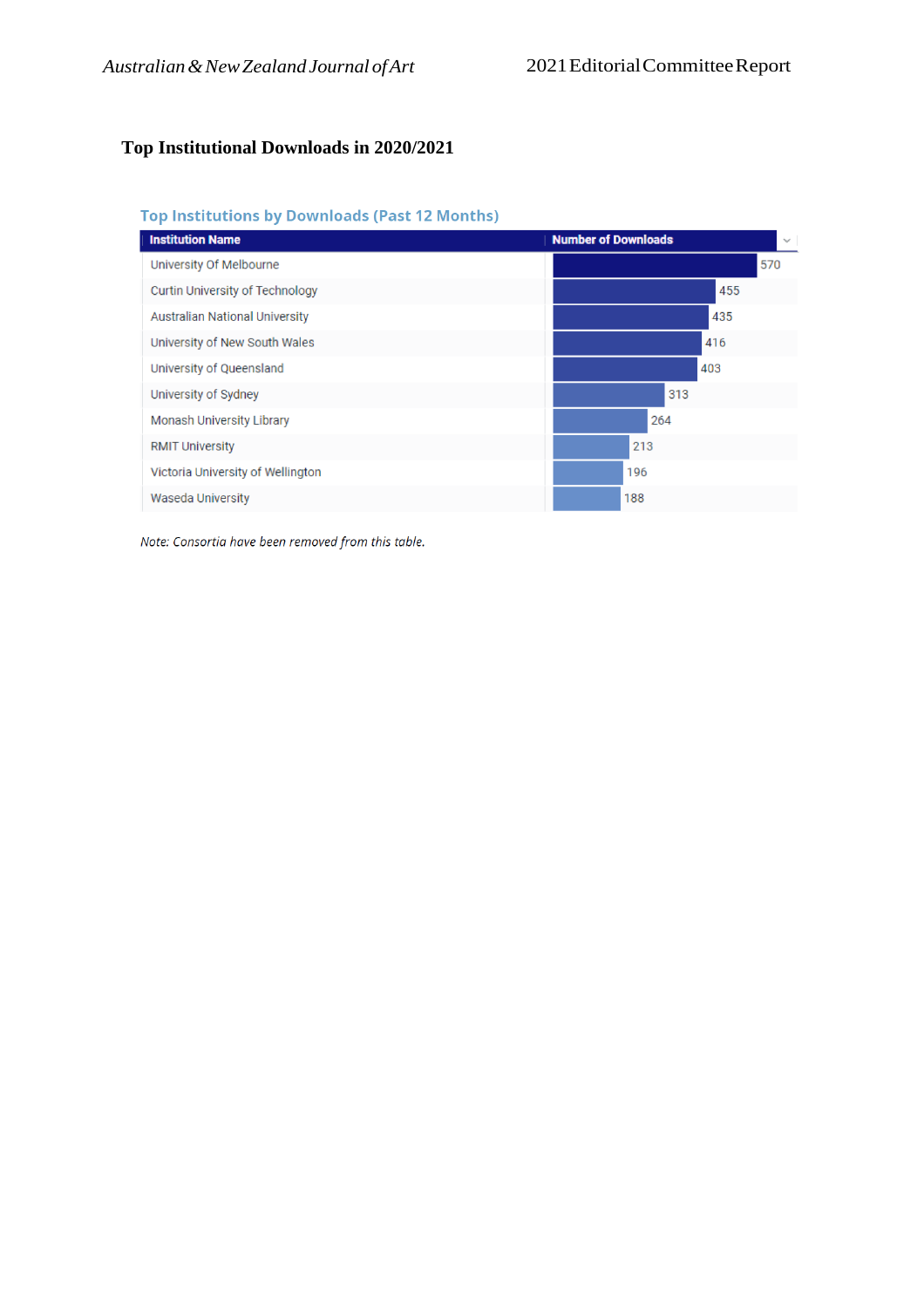## Top Institutional Downloads in 2020/2021

Top Institutions by Downloads (Past 12 Months)

Institution Name
Number of Downloads

University Of Melbourne 570
Curtin University of Technology 455
Australian National University 435
University of New South Wales 416
University of Queensland 403
University of Sydney 313
Monash University Library 264
RMIT University 213
Victoria University of Wellington 196
Waseda University 188

*Note: Consortia have been removed from this table.*